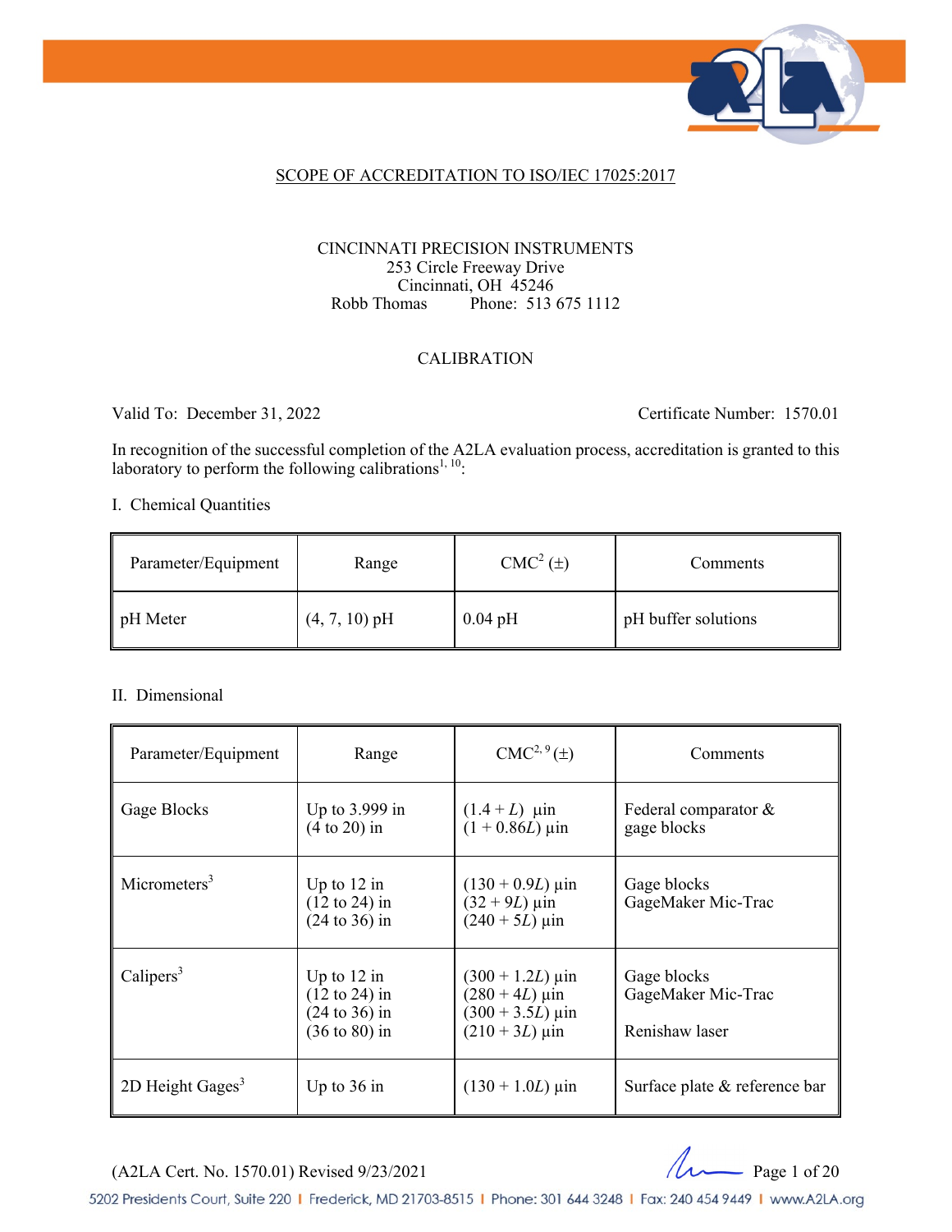SCOPE OF ACCREDITATION TO ISO/IEC 17025:2017

CINCINNATI PRECISION INSTRUMENTS
253 Circle Freeway Drive
Cincinnati, OH 45246
Robb Thomas Phone: 513 675 1112

CALIBRATION

Valid To: December 31, 2022 Certificate Number: 1570.01

In recognition of the successful completion of the A2LA evaluation process, accreditation is granted to this laboratory to perform the following calibrations[1, 10]:

I. Chemical Quantities

| Parameter/Equipment | Range | CMC[2] (±) | Comments |
|---|---|---|---|
| pH Meter | (4, 7, 10) pH | 0.04 pH | pH buffer solutions |

II. Dimensional

| Parameter/Equipment | Range | CMC[2, 9] (±) | Comments |
|---|---|---|---|
| Gage Blocks | Up to 3.999 in<br>(4 to 20) in | (1.4 + *L*) µin<br>(1 + 0.86*L*) µin | Federal comparator & gage blocks |
| Micrometers[3] | Up to 12 in<br>(12 to 24) in<br>(24 to 36) in | (130 + 0.9*L*) µin<br>(32 + 9*L*) µin<br>(240 + 5*L*) µin | Gage blocks<br>GageMaker Mic-Trac |
| Calipers[3] | Up to 12 in<br>(12 to 24) in<br>(24 to 36) in<br>(36 to 80) in | (300 + 1.2*L*) µin<br>(280 + 4*L*) µin<br>(300 + 3.5*L*) µin<br>(210 + 3*L*) µin | Gage blocks<br>GageMaker Mic-Trac<br><br>Renishaw laser |
| 2D Height Gages[3] | Up to 36 in | (130 + 1.0*L*) µin | Surface plate & reference bar |

(A2LA Cert. No. 1570.01) Revised 9/23/2021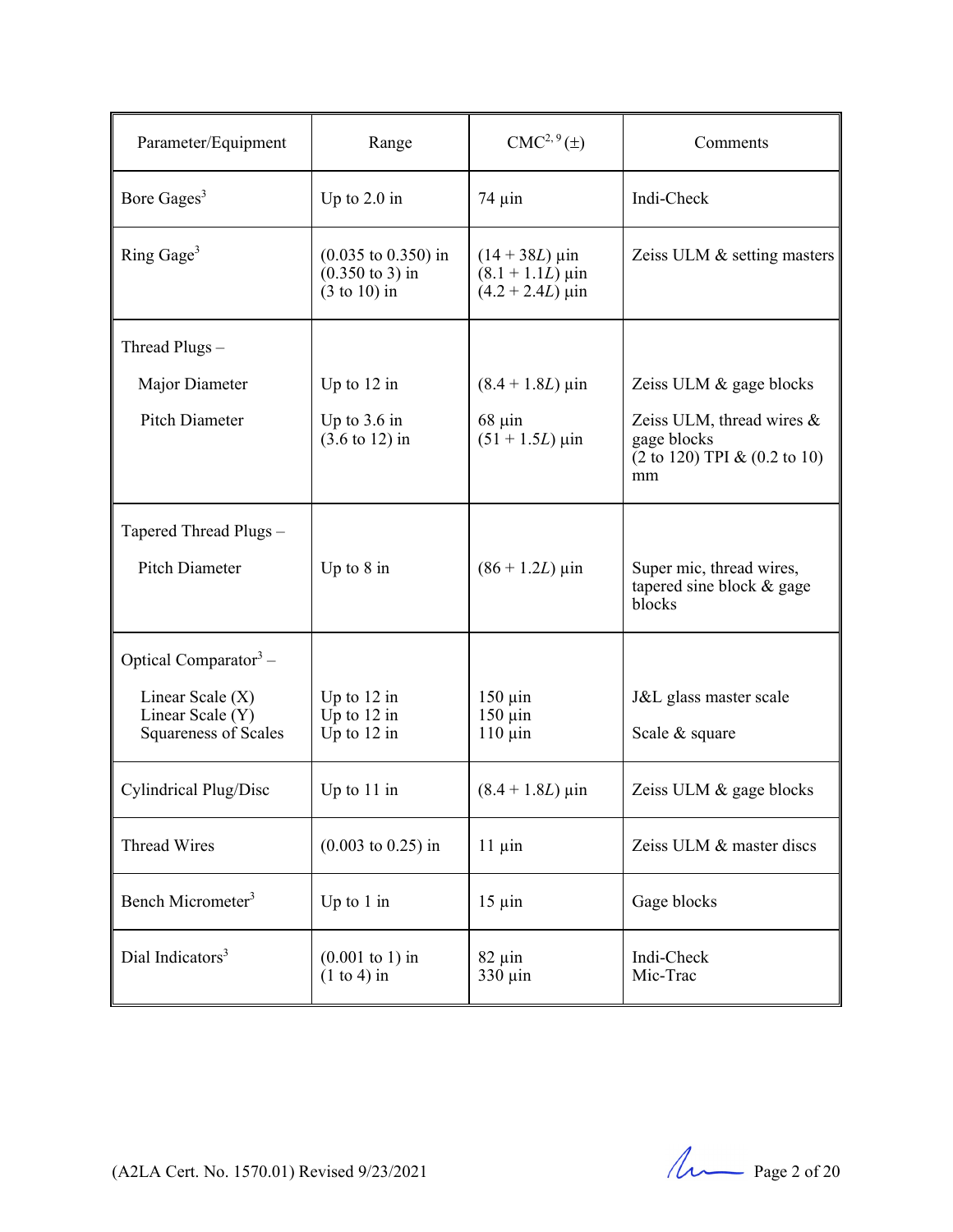| Parameter/Equipment | Range | CMC[2, 9] (±) | Comments |
|---|---|---|---|
| Bore Gages[3] | Up to 2.0 in | 74 µin | Indi-Check |
| Ring Gage[3] | (0.035 to 0.350) in<br>(0.350 to 3) in<br>(3 to 10) in | (14 + 38$L$) µin<br>(8.1 + 1.1$L$) µin<br>(4.2 + 2.4$L$) µin | Zeiss ULM & setting masters |
| Thread Plugs –<br>Major Diameter<br>Pitch Diameter | <br>Up to 12 in<br>Up to 3.6 in<br>(3.6 to 12) in | <br>(8.4 + 1.8$L$) µin<br>68 µin<br>(51 + 1.5$L$) µin | <br>Zeiss ULM & gage blocks<br>Zeiss ULM, thread wires & gage blocks<br>(2 to 120) TPI & (0.2 to 10) mm |
| Tapered Thread Plugs –<br>Pitch Diameter | <br>Up to 8 in | <br>(86 + 1.2$L$) µin | <br>Super mic, thread wires, tapered sine block & gage blocks |
| Optical Comparator[3] –<br>Linear Scale (X)<br>Linear Scale (Y)<br>Squareness of Scales | <br>Up to 12 in<br>Up to 12 in<br>Up to 12 in | <br>150 µin<br>150 µin<br>110 µin | <br>J&L glass master scale<br><br>Scale & square |
| Cylindrical Plug/Disc | Up to 11 in | (8.4 + 1.8$L$) µin | Zeiss ULM & gage blocks |
| Thread Wires | (0.003 to 0.25) in | 11 µin | Zeiss ULM & master discs |
| Bench Micrometer[3] | Up to 1 in | 15 µin | Gage blocks |
| Dial Indicators[3] | (0.001 to 1) in<br>(1 to 4) in | 82 µin<br>330 µin | Indi-Check<br>Mic-Trac |

(A2LA Cert. No. 1570.01) Revised 9/23/2021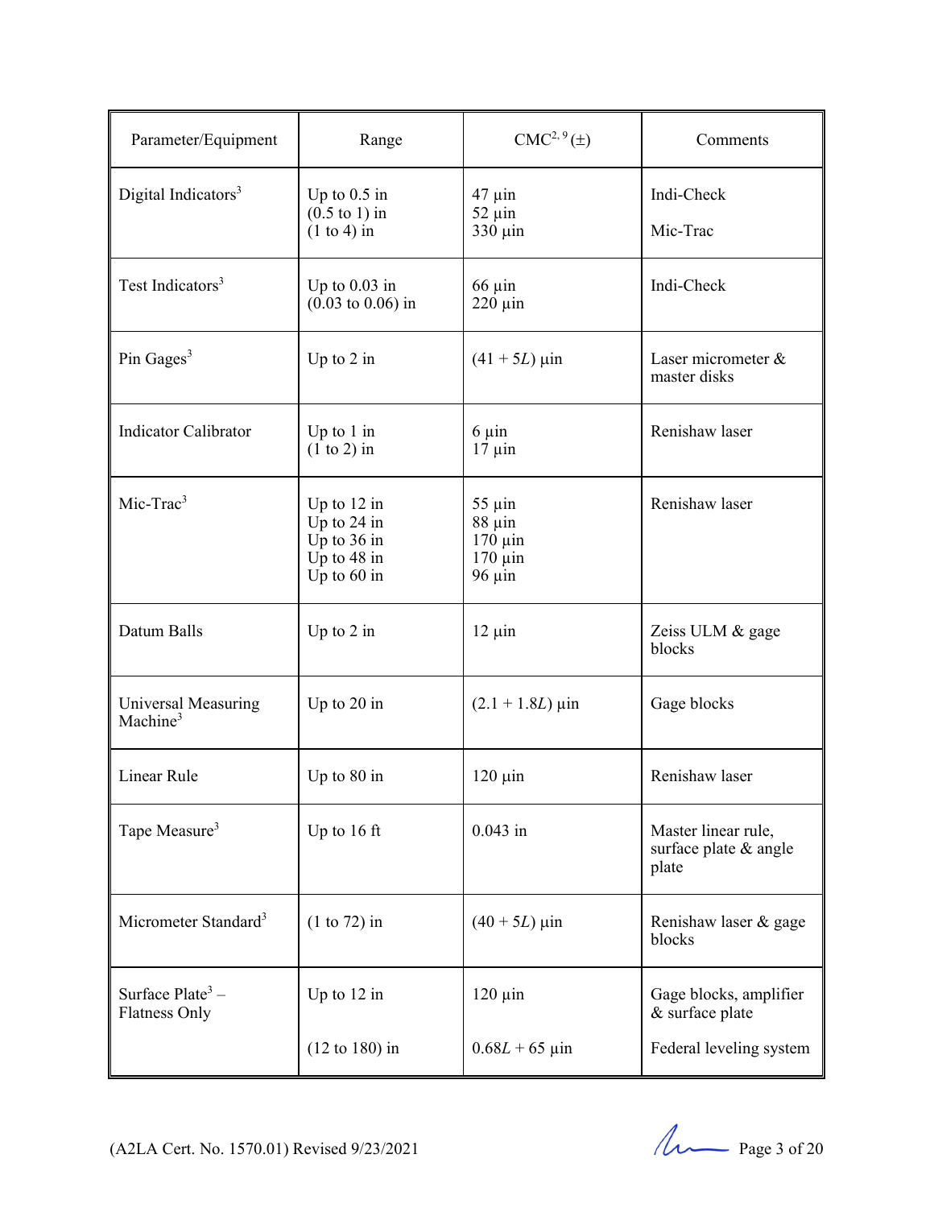| Parameter/Equipment | Range | CMC[2, 9] (±) | Comments |
| --- | --- | --- | --- |
| Digital Indicators[3] | Up to 0.5 in<br>(0.5 to 1) in<br>(1 to 4) in | 47 µin<br>52 µin<br>330 µin | Indi-Check<br><br>Mic-Trac |
| Test Indicators[3] | Up to 0.03 in<br>(0.03 to 0.06) in | 66 µin<br>220 µin | Indi-Check |
| Pin Gages[3] | Up to 2 in | $(41 + 5L)$ µin | Laser micrometer & master disks |
| Indicator Calibrator | Up to 1 in<br>(1 to 2) in | 6 µin<br>17 µin | Renishaw laser |
| Mic-Trac[3] | Up to 12 in<br>Up to 24 in<br>Up to 36 in<br>Up to 48 in<br>Up to 60 in | 55 µin<br>88 µin<br>170 µin<br>170 µin<br>96 µin | Renishaw laser |
| Datum Balls | Up to 2 in | 12 µin | Zeiss ULM & gage blocks |
| Universal Measuring Machine[3] | Up to 20 in | $(2.1 + 1.8L)$ µin | Gage blocks |
| Linear Rule | Up to 80 in | 120 µin | Renishaw laser |
| Tape Measure[3] | Up to 16 ft | 0.043 in | Master linear rule, surface plate & angle plate |
| Micrometer Standard[3] | (1 to 72) in | $(40 + 5L)$ µin | Renishaw laser & gage blocks |
| Surface Plate[3] – Flatness Only | Up to 12 in<br><br>(12 to 180) in | 120 µin<br><br>$0.68L + 65$ µin | Gage blocks, amplifier & surface plate<br><br>Federal leveling system |

(A2LA Cert. No. 1570.01) Revised 9/23/2021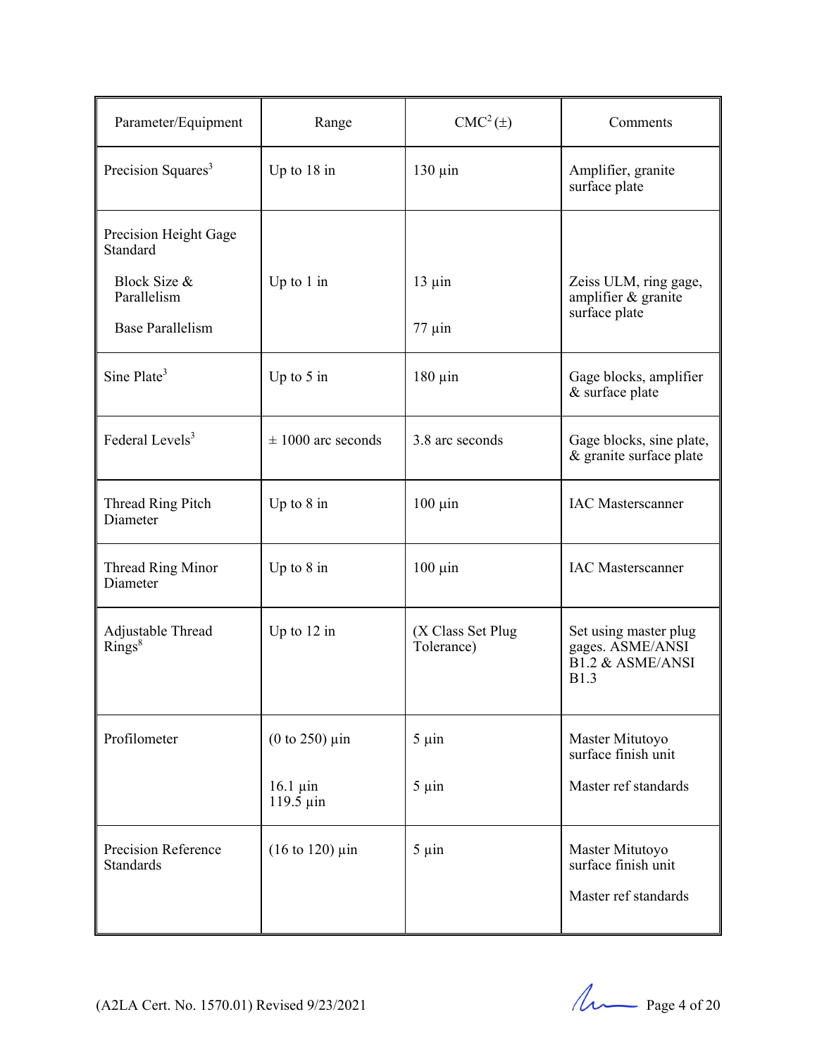| Parameter/Equipment | Range | CMC[2] (±) | Comments |
|---|---|---|---|
| Precision Squares[3] | Up to 18 in | 130 µin | Amplifier, granite surface plate |
| Precision Height Gage Standard<br><br>Block Size & Parallelism<br><br>Base Parallelism | <br><br>Up to 1 in | <br><br>13 µin<br><br>77 µin | <br><br>Zeiss ULM, ring gage, amplifier & granite surface plate |
| Sine Plate[3] | Up to 5 in | 180 µin | Gage blocks, amplifier & surface plate |
| Federal Levels[3] | ± 1000 arc seconds | 3.8 arc seconds | Gage blocks, sine plate, & granite surface plate |
| Thread Ring Pitch Diameter | Up to 8 in | 100 µin | IAC Masterscanner |
| Thread Ring Minor Diameter | Up to 8 in | 100 µin | IAC Masterscanner |
| Adjustable Thread Rings[8] | Up to 12 in | (X Class Set Plug Tolerance) | Set using master plug gages. ASME/ANSI B1.2 & ASME/ANSI B1.3 |
| Profilometer | (0 to 250) µin<br><br>16.1 µin<br>119.5 µin | 5 µin<br><br>5 µin | Master Mitutoyo surface finish unit<br><br>Master ref standards |
| Precision Reference Standards | (16 to 120) µin | 5 µin | Master Mitutoyo surface finish unit<br><br>Master ref standards |

(A2LA Cert. No. 1570.01) Revised 9/23/2021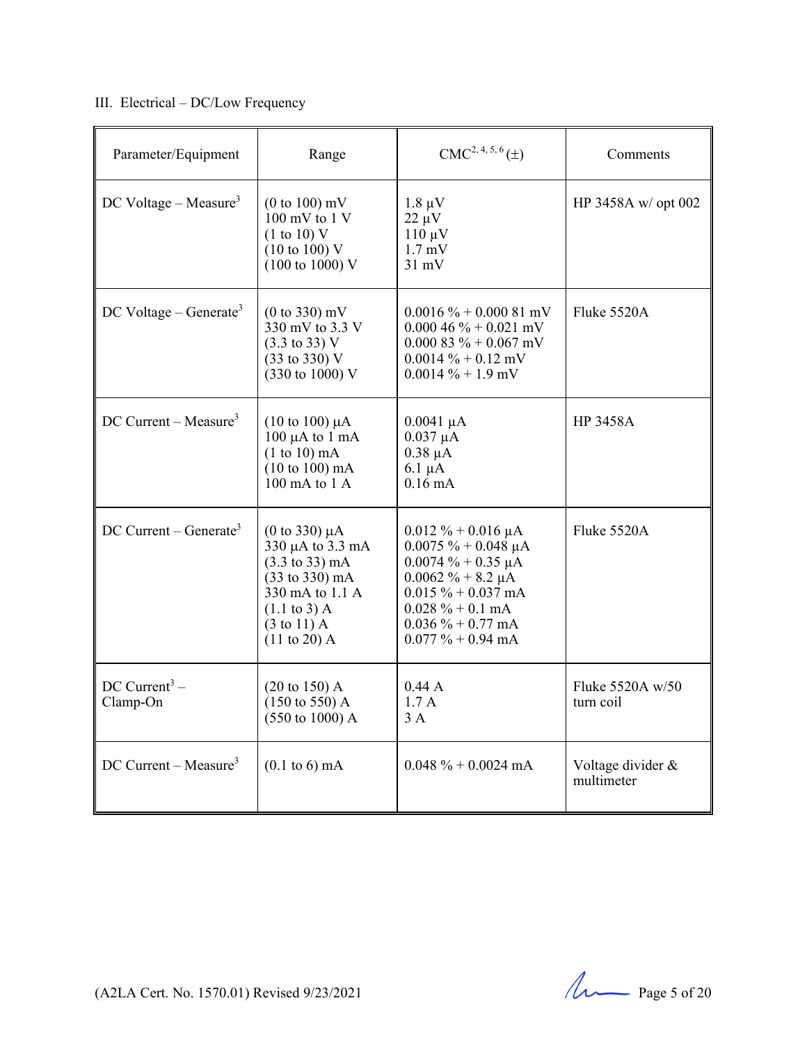III. Electrical – DC/Low Frequency

| Parameter/Equipment | Range | CMC[2, 4, 5, 6] (±) | Comments |
|---|---|---|---|
| DC Voltage – Measure[3] | (0 to 100) mV<br>100 mV to 1 V<br>(1 to 10) V<br>(10 to 100) V<br>(100 to 1000) V | 1.8 µV<br>22 µV<br>110 µV<br>1.7 mV<br>31 mV | HP 3458A w/ opt 002 |
| DC Voltage – Generate[3] | (0 to 330) mV<br>330 mV to 3.3 V<br>(3.3 to 33) V<br>(33 to 330) V<br>(330 to 1000) V | 0.0016 % + 0.000 81 mV<br>0.000 46 % + 0.021 mV<br>0.000 83 % + 0.067 mV<br>0.0014 % + 0.12 mV<br>0.0014 % + 1.9 mV | Fluke 5520A |
| DC Current – Measure[3] | (10 to 100) µA<br>100 µA to 1 mA<br>(1 to 10) mA<br>(10 to 100) mA<br>100 mA to 1 A | 0.0041 µA<br>0.037 µA<br>0.38 µA<br>6.1 µA<br>0.16 mA | HP 3458A |
| DC Current – Generate[3] | (0 to 330) µA<br>330 µA to 3.3 mA<br>(3.3 to 33) mA<br>(33 to 330) mA<br>330 mA to 1.1 A<br>(1.1 to 3) A<br>(3 to 11) A<br>(11 to 20) A | 0.012 % + 0.016 µA<br>0.0075 % + 0.048 µA<br>0.0074 % + 0.35 µA<br>0.0062 % + 8.2 µA<br>0.015 % + 0.037 mA<br>0.028 % + 0.1 mA<br>0.036 % + 0.77 mA<br>0.077 % + 0.94 mA | Fluke 5520A |
| DC Current[3] – Clamp-On | (20 to 150) A<br>(150 to 550) A<br>(550 to 1000) A | 0.44 A<br>1.7 A<br>3 A | Fluke 5520A w/50 turn coil |
| DC Current – Measure[3] | (0.1 to 6) mA | 0.048 % + 0.0024 mA | Voltage divider & multimeter |

(A2LA Cert. No. 1570.01) Revised 9/23/2021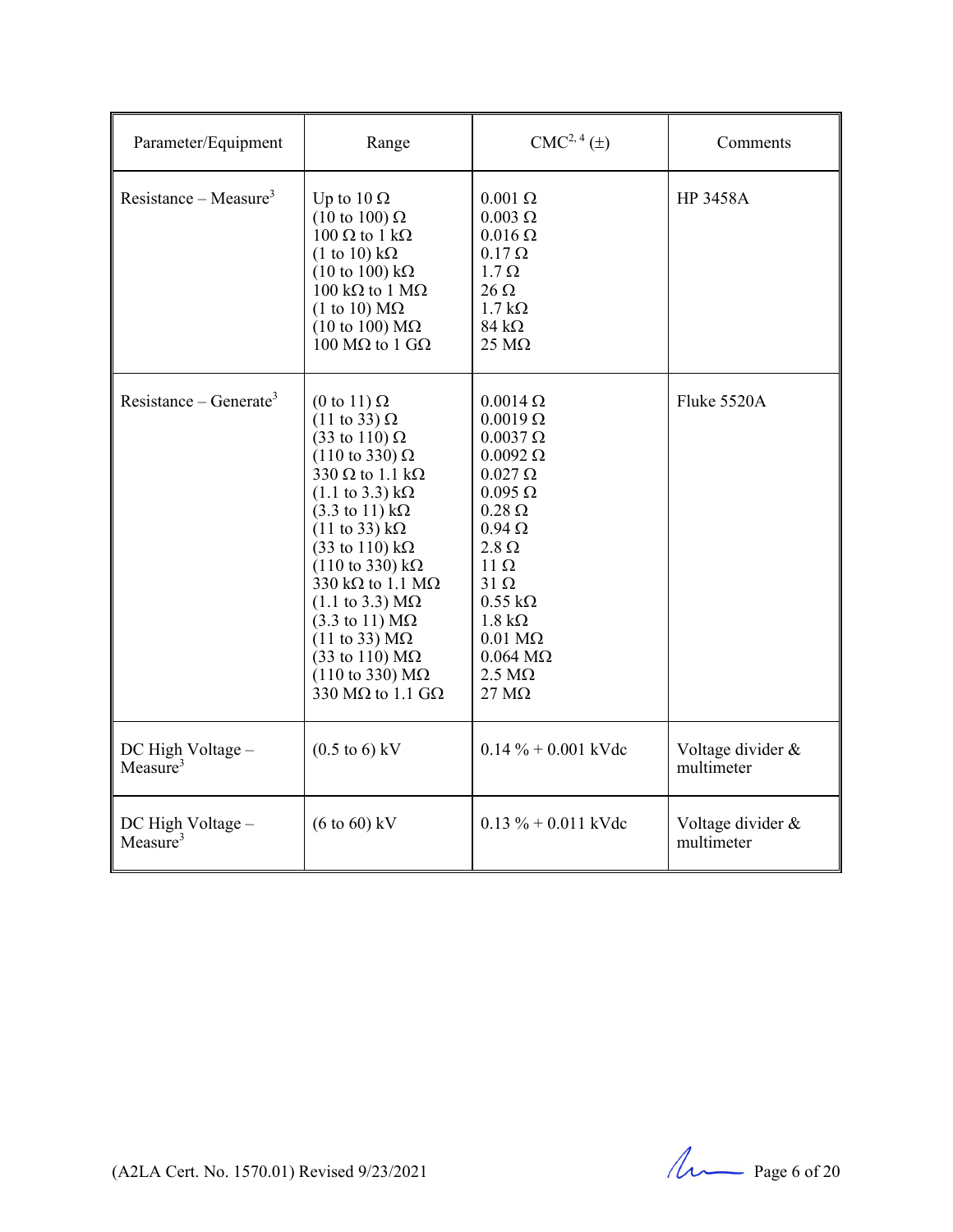| Parameter/Equipment | Range | CMC[2, 4] (±) | Comments |
|---|---|---|---|
| Resistance – Measure[3] | Up to 10 Ω<br>(10 to 100) Ω<br>100 Ω to 1 kΩ<br>(1 to 10) kΩ<br>(10 to 100) kΩ<br>100 kΩ to 1 MΩ<br>(1 to 10) MΩ<br>(10 to 100) MΩ<br>100 MΩ to 1 GΩ | 0.001 Ω<br>0.003 Ω<br>0.016 Ω<br>0.17 Ω<br>1.7 Ω<br>26 Ω<br>1.7 kΩ<br>84 kΩ<br>25 MΩ | HP 3458A |
| Resistance – Generate[3] | (0 to 11) Ω<br>(11 to 33) Ω<br>(33 to 110) Ω<br>(110 to 330) Ω<br>330 Ω to 1.1 kΩ<br>(1.1 to 3.3) kΩ<br>(3.3 to 11) kΩ<br>(11 to 33) kΩ<br>(33 to 110) kΩ<br>(110 to 330) kΩ<br>330 kΩ to 1.1 MΩ<br>(1.1 to 3.3) MΩ<br>(3.3 to 11) MΩ<br>(11 to 33) MΩ<br>(33 to 110) MΩ<br>(110 to 330) MΩ<br>330 MΩ to 1.1 GΩ | 0.0014 Ω<br>0.0019 Ω<br>0.0037 Ω<br>0.0092 Ω<br>0.027 Ω<br>0.095 Ω<br>0.28 Ω<br>0.94 Ω<br>2.8 Ω<br>11 Ω<br>31 Ω<br>0.55 kΩ<br>1.8 kΩ<br>0.01 MΩ<br>0.064 MΩ<br>2.5 MΩ<br>27 MΩ | Fluke 5520A |
| DC High Voltage – Measure[3] | (0.5 to 6) kV | 0.14 % + 0.001 kVdc | Voltage divider & multimeter |
| DC High Voltage – Measure[3] | (6 to 60) kV | 0.13 % + 0.011 kVdc | Voltage divider & multimeter |

(A2LA Cert. No. 1570.01) Revised 9/23/2021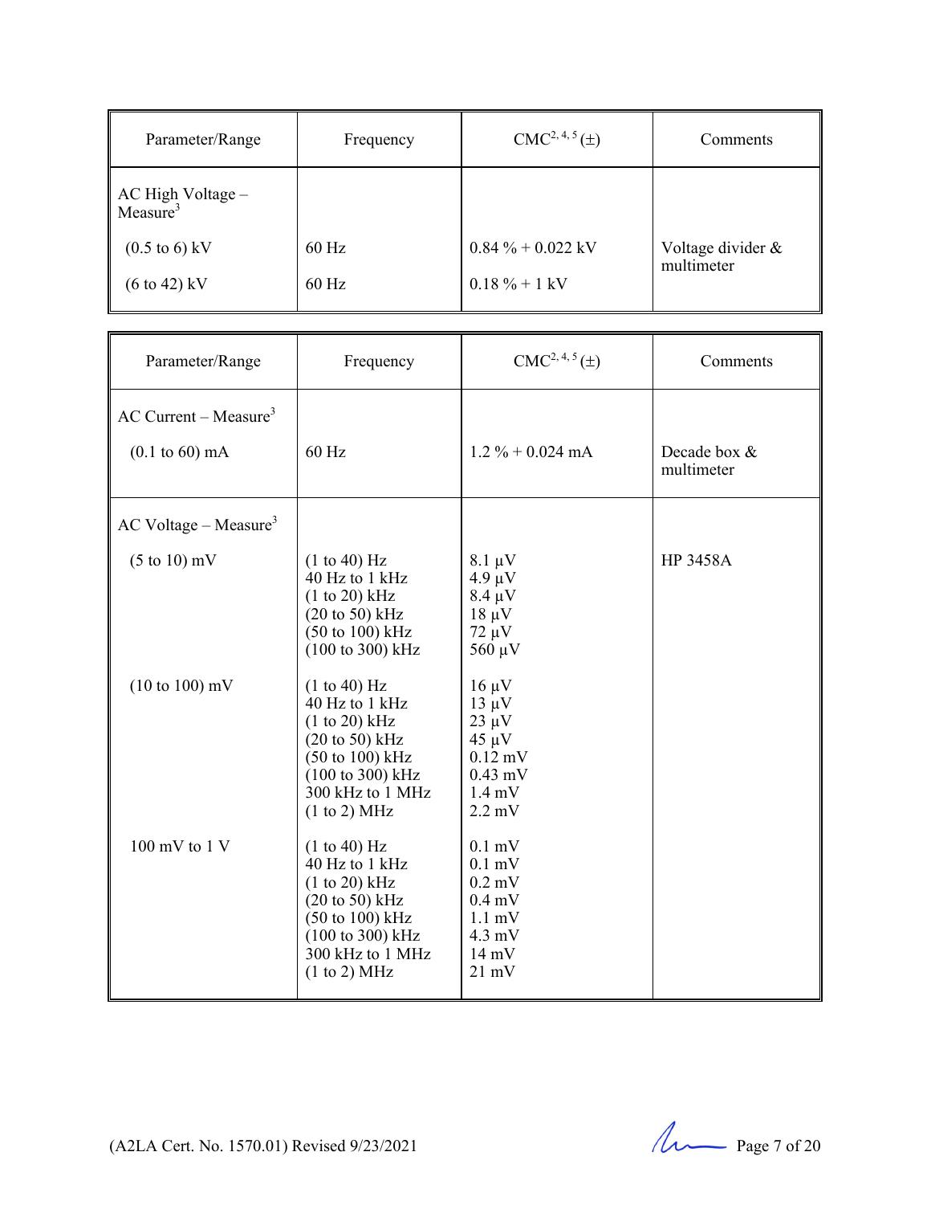| Parameter/Range | Frequency | CMC[2, 4, 5] (±) | Comments |
|---|---|---|---|
| AC High Voltage – Measure[3] | | | |
| (0.5 to 6) kV | 60 Hz | 0.84 % + 0.022 kV | Voltage divider & multimeter |
| (6 to 42) kV | 60 Hz | 0.18 % + 1 kV | |

| Parameter/Range | Frequency | CMC[2, 4, 5] (±) | Comments |
|---|---|---|---|
| AC Current – Measure[3] | | | |
| (0.1 to 60) mA | 60 Hz | 1.2 % + 0.024 mA | Decade box & multimeter |
| AC Voltage – Measure[3] | | | |
| (5 to 10) mV | (1 to 40) Hz<br>40 Hz to 1 kHz<br>(1 to 20) kHz<br>(20 to 50) kHz<br>(50 to 100) kHz<br>(100 to 300) kHz | 8.1 µV<br>4.9 µV<br>8.4 µV<br>18 µV<br>72 µV<br>560 µV | HP 3458A |
| (10 to 100) mV | (1 to 40) Hz<br>40 Hz to 1 kHz<br>(1 to 20) kHz<br>(20 to 50) kHz<br>(50 to 100) kHz<br>(100 to 300) kHz<br>300 kHz to 1 MHz<br>(1 to 2) MHz | 16 µV<br>13 µV<br>23 µV<br>45 µV<br>0.12 mV<br>0.43 mV<br>1.4 mV<br>2.2 mV | |
| 100 mV to 1 V | (1 to 40) Hz<br>40 Hz to 1 kHz<br>(1 to 20) kHz<br>(20 to 50) kHz<br>(50 to 100) kHz<br>(100 to 300) kHz<br>300 kHz to 1 MHz<br>(1 to 2) MHz | 0.1 mV<br>0.1 mV<br>0.2 mV<br>0.4 mV<br>1.1 mV<br>4.3 mV<br>14 mV<br>21 mV | |

(A2LA Cert. No. 1570.01) Revised 9/23/2021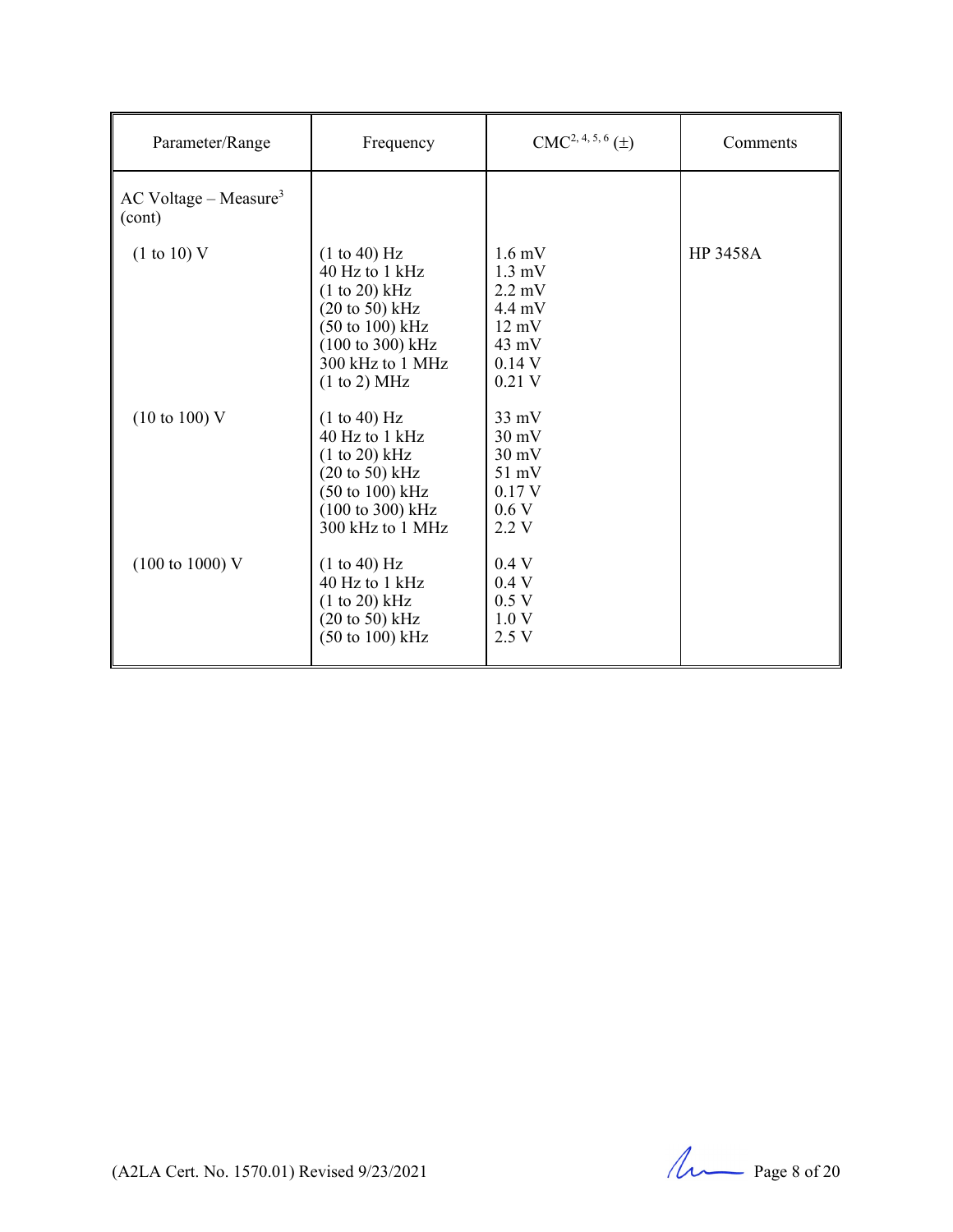| Parameter/Range | Frequency | CMC[2, 4, 5, 6] (±) | Comments |
|---|---|---|---|
| AC Voltage – Measure[3] (cont) | | | |
| (1 to 10) V | (1 to 40) Hz | 1.6 mV | HP 3458A |
| | 40 Hz to 1 kHz | 1.3 mV | |
| | (1 to 20) kHz | 2.2 mV | |
| | (20 to 50) kHz | 4.4 mV | |
| | (50 to 100) kHz | 12 mV | |
| | (100 to 300) kHz | 43 mV | |
| | 300 kHz to 1 MHz | 0.14 V | |
| | (1 to 2) MHz | 0.21 V | |
| (10 to 100) V | (1 to 40) Hz | 33 mV | |
| | 40 Hz to 1 kHz | 30 mV | |
| | (1 to 20) kHz | 30 mV | |
| | (20 to 50) kHz | 51 mV | |
| | (50 to 100) kHz | 0.17 V | |
| | (100 to 300) kHz | 0.6 V | |
| | 300 kHz to 1 MHz | 2.2 V | |
| (100 to 1000) V | (1 to 40) Hz | 0.4 V | |
| | 40 Hz to 1 kHz | 0.4 V | |
| | (1 to 20) kHz | 0.5 V | |
| | (20 to 50) kHz | 1.0 V | |
| | (50 to 100) kHz | 2.5 V | |

(A2LA Cert. No. 1570.01) Revised 9/23/2021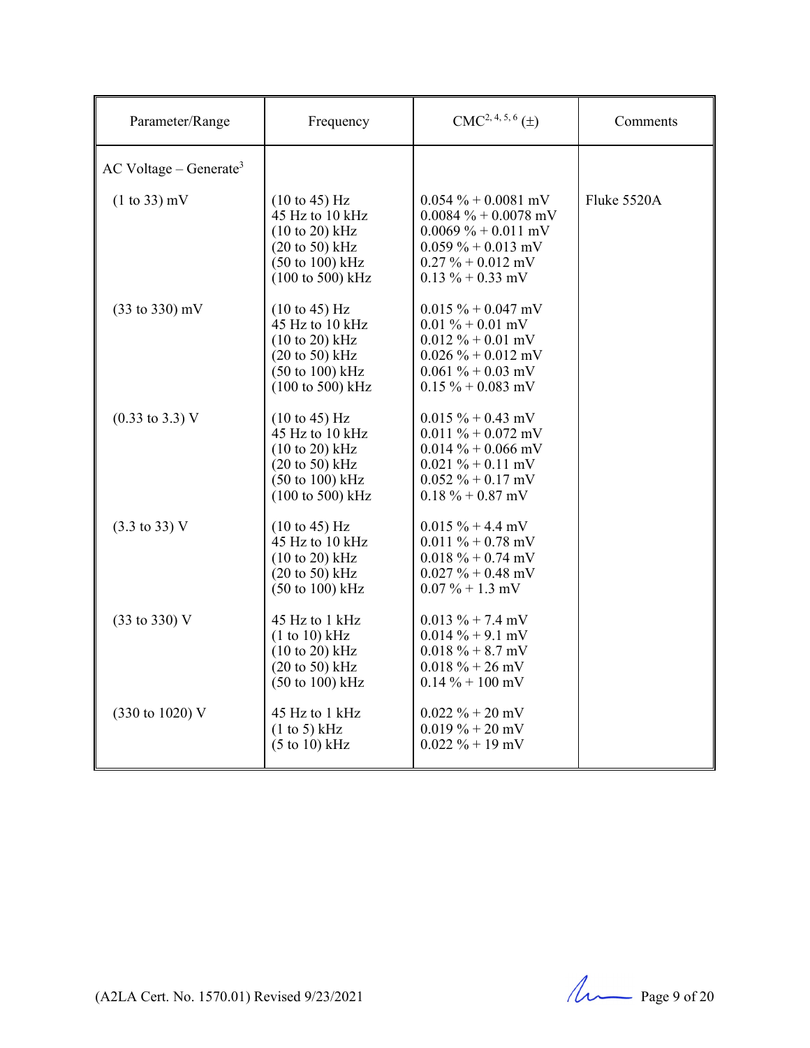| Parameter/Range | Frequency | CMC[2, 4, 5, 6] (±) | Comments |
|---|---|---|---|
| AC Voltage – Generate[3] | | | |
| (1 to 33) mV | (10 to 45) Hz<br>45 Hz to 10 kHz<br>(10 to 20) kHz<br>(20 to 50) kHz<br>(50 to 100) kHz<br>(100 to 500) kHz | 0.054 % + 0.0081 mV<br>0.0084 % + 0.0078 mV<br>0.0069 % + 0.011 mV<br>0.059 % + 0.013 mV<br>0.27 % + 0.012 mV<br>0.13 % + 0.33 mV | Fluke 5520A |
| (33 to 330) mV | (10 to 45) Hz<br>45 Hz to 10 kHz<br>(10 to 20) kHz<br>(20 to 50) kHz<br>(50 to 100) kHz<br>(100 to 500) kHz | 0.015 % + 0.047 mV<br>0.01 % + 0.01 mV<br>0.012 % + 0.01 mV<br>0.026 % + 0.012 mV<br>0.061 % + 0.03 mV<br>0.15 % + 0.083 mV | |
| (0.33 to 3.3) V | (10 to 45) Hz<br>45 Hz to 10 kHz<br>(10 to 20) kHz<br>(20 to 50) kHz<br>(50 to 100) kHz<br>(100 to 500) kHz | 0.015 % + 0.43 mV<br>0.011 % + 0.072 mV<br>0.014 % + 0.066 mV<br>0.021 % + 0.11 mV<br>0.052 % + 0.17 mV<br>0.18 % + 0.87 mV | |
| (3.3 to 33) V | (10 to 45) Hz<br>45 Hz to 10 kHz<br>(10 to 20) kHz<br>(20 to 50) kHz<br>(50 to 100) kHz | 0.015 % + 4.4 mV<br>0.011 % + 0.78 mV<br>0.018 % + 0.74 mV<br>0.027 % + 0.48 mV<br>0.07 % + 1.3 mV | |
| (33 to 330) V | 45 Hz to 1 kHz<br>(1 to 10) kHz<br>(10 to 20) kHz<br>(20 to 50) kHz<br>(50 to 100) kHz | 0.013 % + 7.4 mV<br>0.014 % + 9.1 mV<br>0.018 % + 8.7 mV<br>0.018 % + 26 mV<br>0.14 % + 100 mV | |
| (330 to 1020) V | 45 Hz to 1 kHz<br>(1 to 5) kHz<br>(5 to 10) kHz | 0.022 % + 20 mV<br>0.019 % + 20 mV<br>0.022 % + 19 mV | |

(A2LA Cert. No. 1570.01) Revised 9/23/2021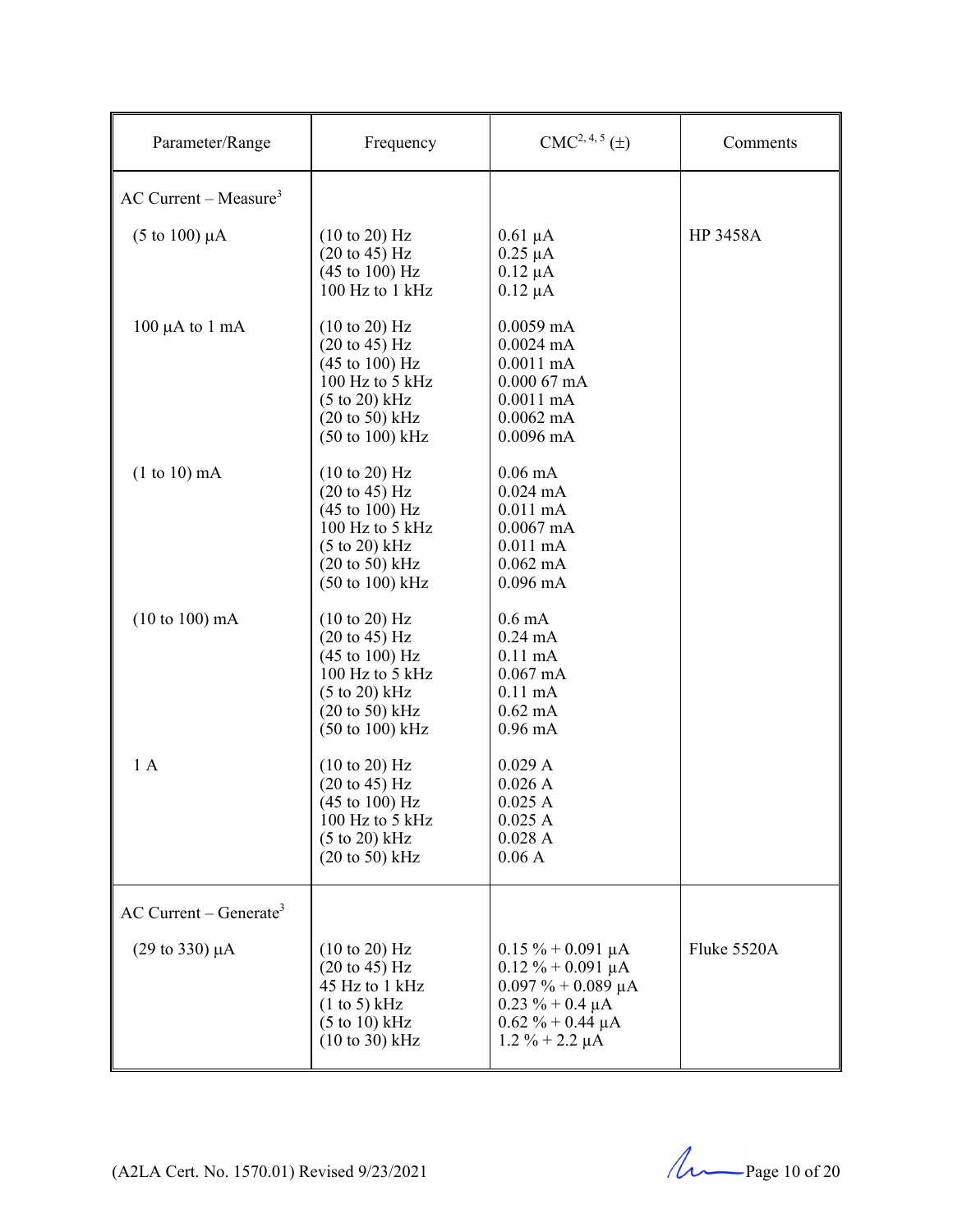| Parameter/Range | Frequency | CMC[2, 4, 5] (±) | Comments |
|---|---|---|---|
| AC Current – Measure[3] | | | |
| (5 to 100) µA | (10 to 20) Hz<br>(20 to 45) Hz<br>(45 to 100) Hz<br>100 Hz to 1 kHz | 0.61 µA<br>0.25 µA<br>0.12 µA<br>0.12 µA | HP 3458A |
| 100 µA to 1 mA | (10 to 20) Hz<br>(20 to 45) Hz<br>(45 to 100) Hz<br>100 Hz to 5 kHz<br>(5 to 20) kHz<br>(20 to 50) kHz<br>(50 to 100) kHz | 0.0059 mA<br>0.0024 mA<br>0.0011 mA<br>0.000 67 mA<br>0.0011 mA<br>0.0062 mA<br>0.0096 mA | |
| (1 to 10) mA | (10 to 20) Hz<br>(20 to 45) Hz<br>(45 to 100) Hz<br>100 Hz to 5 kHz<br>(5 to 20) kHz<br>(20 to 50) kHz<br>(50 to 100) kHz | 0.06 mA<br>0.024 mA<br>0.011 mA<br>0.0067 mA<br>0.011 mA<br>0.062 mA<br>0.096 mA | |
| (10 to 100) mA | (10 to 20) Hz<br>(20 to 45) Hz<br>(45 to 100) Hz<br>100 Hz to 5 kHz<br>(5 to 20) kHz<br>(20 to 50) kHz<br>(50 to 100) kHz | 0.6 mA<br>0.24 mA<br>0.11 mA<br>0.067 mA<br>0.11 mA<br>0.62 mA<br>0.96 mA | |
| 1 A | (10 to 20) Hz<br>(20 to 45) Hz<br>(45 to 100) Hz<br>100 Hz to 5 kHz<br>(5 to 20) kHz<br>(20 to 50) kHz | 0.029 A<br>0.026 A<br>0.025 A<br>0.025 A<br>0.028 A<br>0.06 A | |
| AC Current – Generate[3] | | | |
| (29 to 330) µA | (10 to 20) Hz<br>(20 to 45) Hz<br>45 Hz to 1 kHz<br>(1 to 5) kHz<br>(5 to 10) kHz<br>(10 to 30) kHz | 0.15 % + 0.091 µA<br>0.12 % + 0.091 µA<br>0.097 % + 0.089 µA<br>0.23 % + 0.4 µA<br>0.62 % + 0.44 µA<br>1.2 % + 2.2 µA | Fluke 5520A |

(A2LA Cert. No. 1570.01) Revised 9/23/2021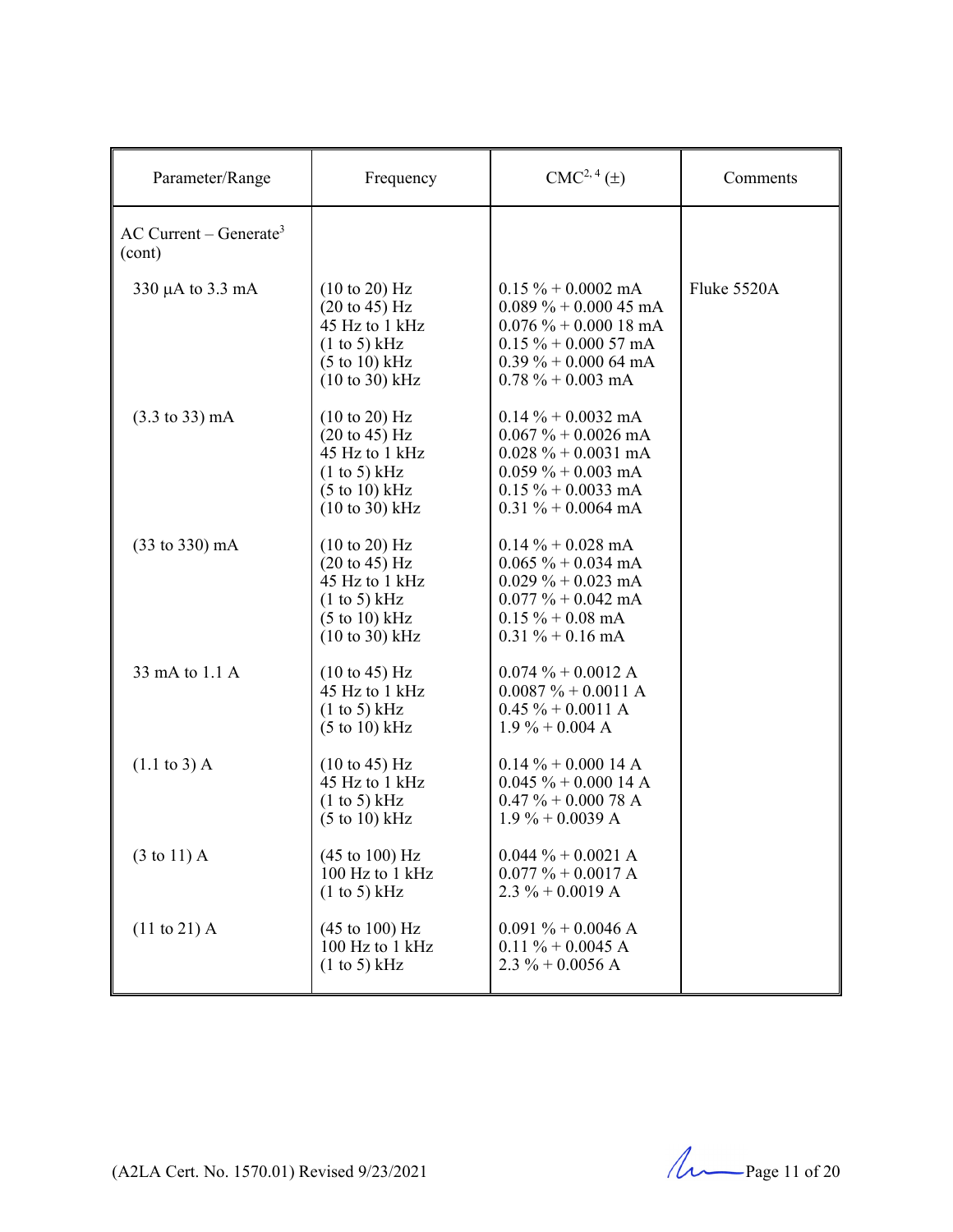| Parameter/Range | Frequency | CMC[2, 4] (±) | Comments |
|---|---|---|---|
| AC Current – Generate[3] (cont) | | | |
| 330 µA to 3.3 mA | (10 to 20) Hz<br>(20 to 45) Hz<br>45 Hz to 1 kHz<br>(1 to 5) kHz<br>(5 to 10) kHz<br>(10 to 30) kHz | 0.15 % + 0.0002 mA<br>0.089 % + 0.000 45 mA<br>0.076 % + 0.000 18 mA<br>0.15 % + 0.000 57 mA<br>0.39 % + 0.000 64 mA<br>0.78 % + 0.003 mA | Fluke 5520A |
| (3.3 to 33) mA | (10 to 20) Hz<br>(20 to 45) Hz<br>45 Hz to 1 kHz<br>(1 to 5) kHz<br>(5 to 10) kHz<br>(10 to 30) kHz | 0.14 % + 0.0032 mA<br>0.067 % + 0.0026 mA<br>0.028 % + 0.0031 mA<br>0.059 % + 0.003 mA<br>0.15 % + 0.0033 mA<br>0.31 % + 0.0064 mA | |
| (33 to 330) mA | (10 to 20) Hz<br>(20 to 45) Hz<br>45 Hz to 1 kHz<br>(1 to 5) kHz<br>(5 to 10) kHz<br>(10 to 30) kHz | 0.14 % + 0.028 mA<br>0.065 % + 0.034 mA<br>0.029 % + 0.023 mA<br>0.077 % + 0.042 mA<br>0.15 % + 0.08 mA<br>0.31 % + 0.16 mA | |
| 33 mA to 1.1 A | (10 to 45) Hz<br>45 Hz to 1 kHz<br>(1 to 5) kHz<br>(5 to 10) kHz | 0.074 % + 0.0012 A<br>0.0087 % + 0.0011 A<br>0.45 % + 0.0011 A<br>1.9 % + 0.004 A | |
| (1.1 to 3) A | (10 to 45) Hz<br>45 Hz to 1 kHz<br>(1 to 5) kHz<br>(5 to 10) kHz | 0.14 % + 0.000 14 A<br>0.045 % + 0.000 14 A<br>0.47 % + 0.000 78 A<br>1.9 % + 0.0039 A | |
| (3 to 11) A | (45 to 100) Hz<br>100 Hz to 1 kHz<br>(1 to 5) kHz | 0.044 % + 0.0021 A<br>0.077 % + 0.0017 A<br>2.3 % + 0.0019 A | |
| (11 to 21) A | (45 to 100) Hz<br>100 Hz to 1 kHz<br>(1 to 5) kHz | 0.091 % + 0.0046 A<br>0.11 % + 0.0045 A<br>2.3 % + 0.0056 A | |

(A2LA Cert. No. 1570.01) Revised 9/23/2021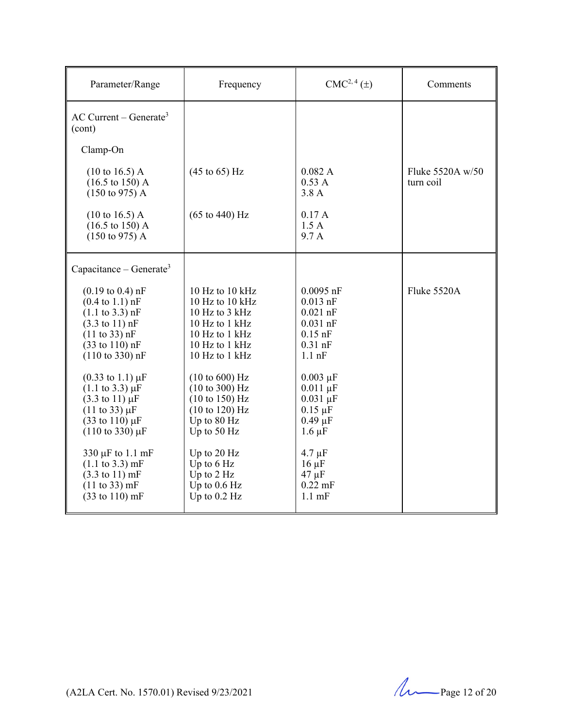| Parameter/Range | Frequency | CMC[2, 4] (±) | Comments |
|---|---|---|---|
| AC Current – Generate[3] (cont) | | | |
| Clamp-On | | | |
| (10 to 16.5) A | (45 to 65) Hz | 0.082 A | Fluke 5520A w/50 turn coil |
| (16.5 to 150) A | | 0.53 A | |
| (150 to 975) A | | 3.8 A | |
| (10 to 16.5) A | (65 to 440) Hz | 0.17 A | |
| (16.5 to 150) A | | 1.5 A | |
| (150 to 975) A | | 9.7 A | |
| Capacitance – Generate[3] | | | |
| (0.19 to 0.4) nF | 10 Hz to 10 kHz | 0.0095 nF | Fluke 5520A |
| (0.4 to 1.1) nF | 10 Hz to 10 kHz | 0.013 nF | |
| (1.1 to 3.3) nF | 10 Hz to 3 kHz | 0.021 nF | |
| (3.3 to 11) nF | 10 Hz to 1 kHz | 0.031 nF | |
| (11 to 33) nF | 10 Hz to 1 kHz | 0.15 nF | |
| (33 to 110) nF | 10 Hz to 1 kHz | 0.31 nF | |
| (110 to 330) nF | 10 Hz to 1 kHz | 1.1 nF | |
| (0.33 to 1.1) µF | (10 to 600) Hz | 0.003 µF | |
| (1.1 to 3.3) µF | (10 to 300) Hz | 0.011 µF | |
| (3.3 to 11) µF | (10 to 150) Hz | 0.031 µF | |
| (11 to 33) µF | (10 to 120) Hz | 0.15 µF | |
| (33 to 110) µF | Up to 80 Hz | 0.49 µF | |
| (110 to 330) µF | Up to 50 Hz | 1.6 µF | |
| 330 µF to 1.1 mF | Up to 20 Hz | 4.7 µF | |
| (1.1 to 3.3) mF | Up to 6 Hz | 16 µF | |
| (3.3 to 11) mF | Up to 2 Hz | 47 µF | |
| (11 to 33) mF | Up to 0.6 Hz | 0.22 mF | |
| (33 to 110) mF | Up to 0.2 Hz | 1.1 mF | |

(A2LA Cert. No. 1570.01) Revised 9/23/2021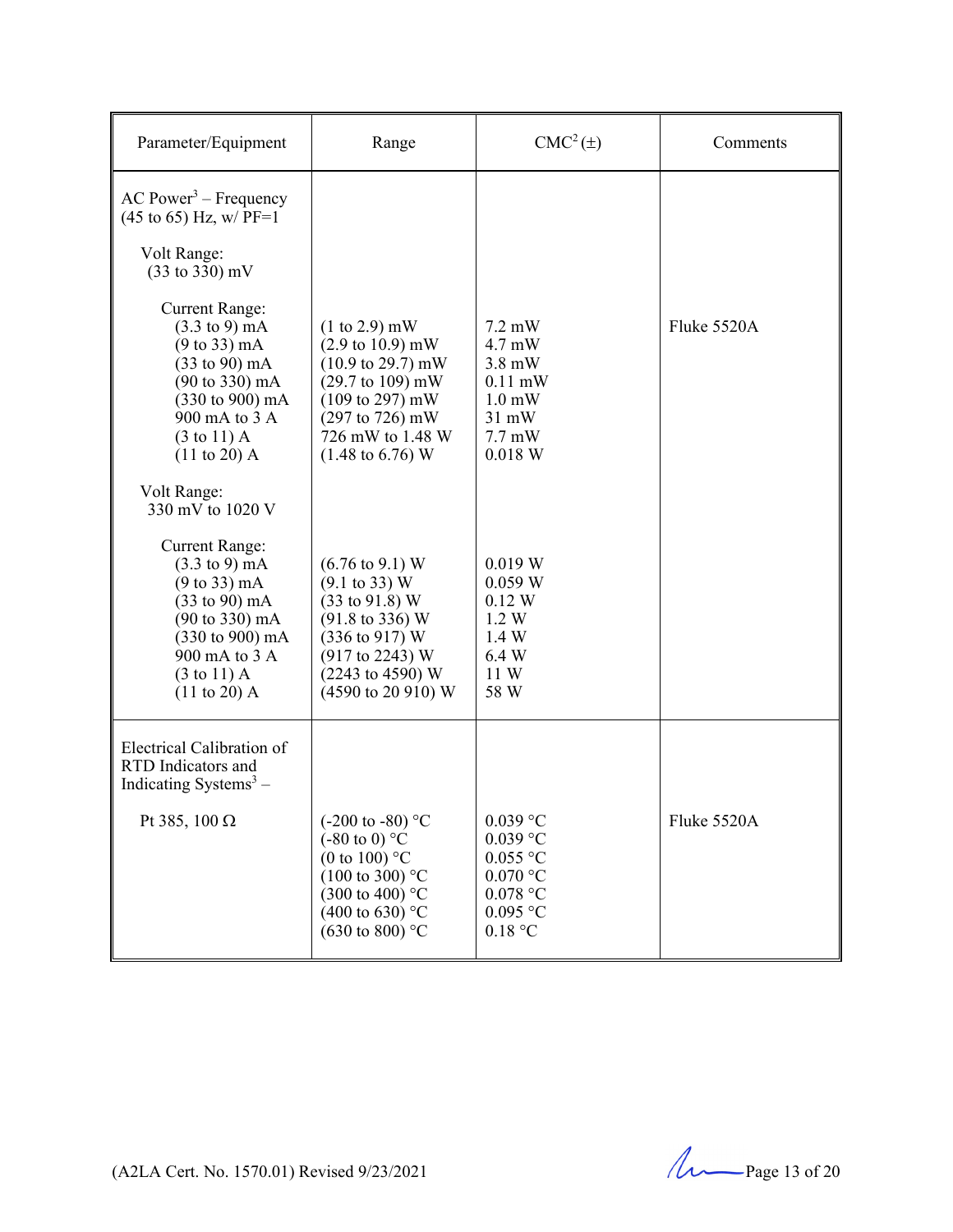| Parameter/Equipment | Range | CMC[2] (±) | Comments |
|---|---|---|---|
| AC Power[3] – Frequency (45 to 65) Hz, w/ PF=1 | | | |
| Volt Range: (33 to 330) mV | | | |
| Current Range: | | | |
| (3.3 to 9) mA | (1 to 2.9) mW | 7.2 mW | Fluke 5520A |
| (9 to 33) mA | (2.9 to 10.9) mW | 4.7 mW | |
| (33 to 90) mA | (10.9 to 29.7) mW | 3.8 mW | |
| (90 to 330) mA | (29.7 to 109) mW | 0.11 mW | |
| (330 to 900) mA | (109 to 297) mW | 1.0 mW | |
| 900 mA to 3 A | (297 to 726) mW | 31 mW | |
| (3 to 11) A | 726 mW to 1.48 W | 7.7 mW | |
| (11 to 20) A | (1.48 to 6.76) W | 0.018 W | |
| Volt Range: 330 mV to 1020 V | | | |
| Current Range: | | | |
| (3.3 to 9) mA | (6.76 to 9.1) W | 0.019 W | |
| (9 to 33) mA | (9.1 to 33) W | 0.059 W | |
| (33 to 90) mA | (33 to 91.8) W | 0.12 W | |
| (90 to 330) mA | (91.8 to 336) W | 1.2 W | |
| (330 to 900) mA | (336 to 917) W | 1.4 W | |
| 900 mA to 3 A | (917 to 2243) W | 6.4 W | |
| (3 to 11) A | (2243 to 4590) W | 11 W | |
| (11 to 20) A | (4590 to 20 910) W | 58 W | |
| Electrical Calibration of RTD Indicators and Indicating Systems[3] – | | | |
| Pt 385, 100 Ω | (-200 to -80) °C | 0.039 °C | Fluke 5520A |
| | (-80 to 0) °C | 0.039 °C | |
| | (0 to 100) °C | 0.055 °C | |
| | (100 to 300) °C | 0.070 °C | |
| | (300 to 400) °C | 0.078 °C | |
| | (400 to 630) °C | 0.095 °C | |
| | (630 to 800) °C | 0.18 °C | |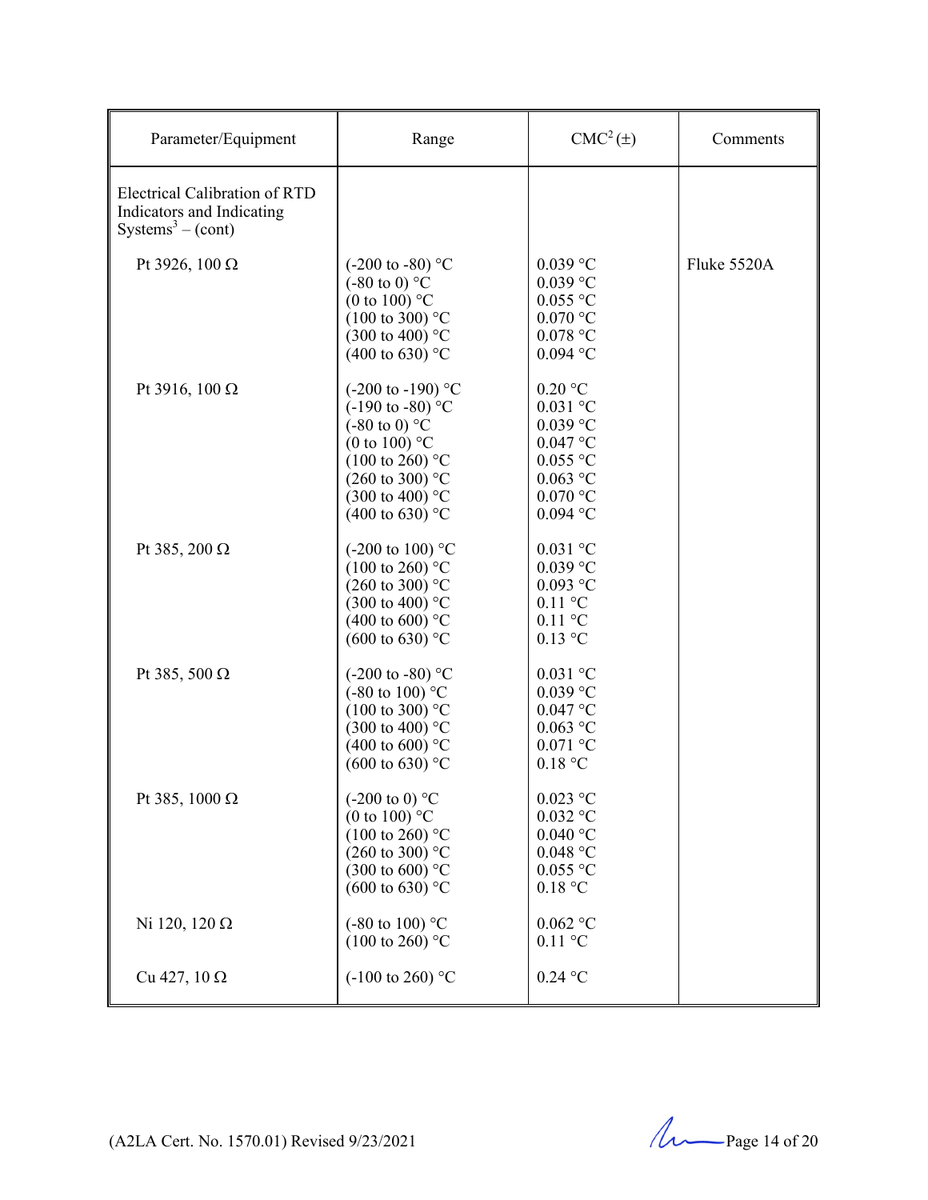| Parameter/Equipment | Range | CMC[2] (±) | Comments |
|---|---|---|---|
| Electrical Calibration of RTD Indicators and Indicating Systems[3] – (cont) | | | |
| Pt 3926, 100 Ω | (-200 to -80) °C<br>(-80 to 0) °C<br>(0 to 100) °C<br>(100 to 300) °C<br>(300 to 400) °C<br>(400 to 630) °C | 0.039 °C<br>0.039 °C<br>0.055 °C<br>0.070 °C<br>0.078 °C<br>0.094 °C | Fluke 5520A |
| Pt 3916, 100 Ω | (-200 to -190) °C<br>(-190 to -80) °C<br>(-80 to 0) °C<br>(0 to 100) °C<br>(100 to 260) °C<br>(260 to 300) °C<br>(300 to 400) °C<br>(400 to 630) °C | 0.20 °C<br>0.031 °C<br>0.039 °C<br>0.047 °C<br>0.055 °C<br>0.063 °C<br>0.070 °C<br>0.094 °C | |
| Pt 385, 200 Ω | (-200 to 100) °C<br>(100 to 260) °C<br>(260 to 300) °C<br>(300 to 400) °C<br>(400 to 600) °C<br>(600 to 630) °C | 0.031 °C<br>0.039 °C<br>0.093 °C<br>0.11 °C<br>0.11 °C<br>0.13 °C | |
| Pt 385, 500 Ω | (-200 to -80) °C<br>(-80 to 100) °C<br>(100 to 300) °C<br>(300 to 400) °C<br>(400 to 600) °C<br>(600 to 630) °C | 0.031 °C<br>0.039 °C<br>0.047 °C<br>0.063 °C<br>0.071 °C<br>0.18 °C | |
| Pt 385, 1000 Ω | (-200 to 0) °C<br>(0 to 100) °C<br>(100 to 260) °C<br>(260 to 300) °C<br>(300 to 600) °C<br>(600 to 630) °C | 0.023 °C<br>0.032 °C<br>0.040 °C<br>0.048 °C<br>0.055 °C<br>0.18 °C | |
| Ni 120, 120 Ω | (-80 to 100) °C<br>(100 to 260) °C | 0.062 °C<br>0.11 °C | |
| Cu 427, 10 Ω | (-100 to 260) °C | 0.24 °C | |

(A2LA Cert. No. 1570.01) Revised 9/23/2021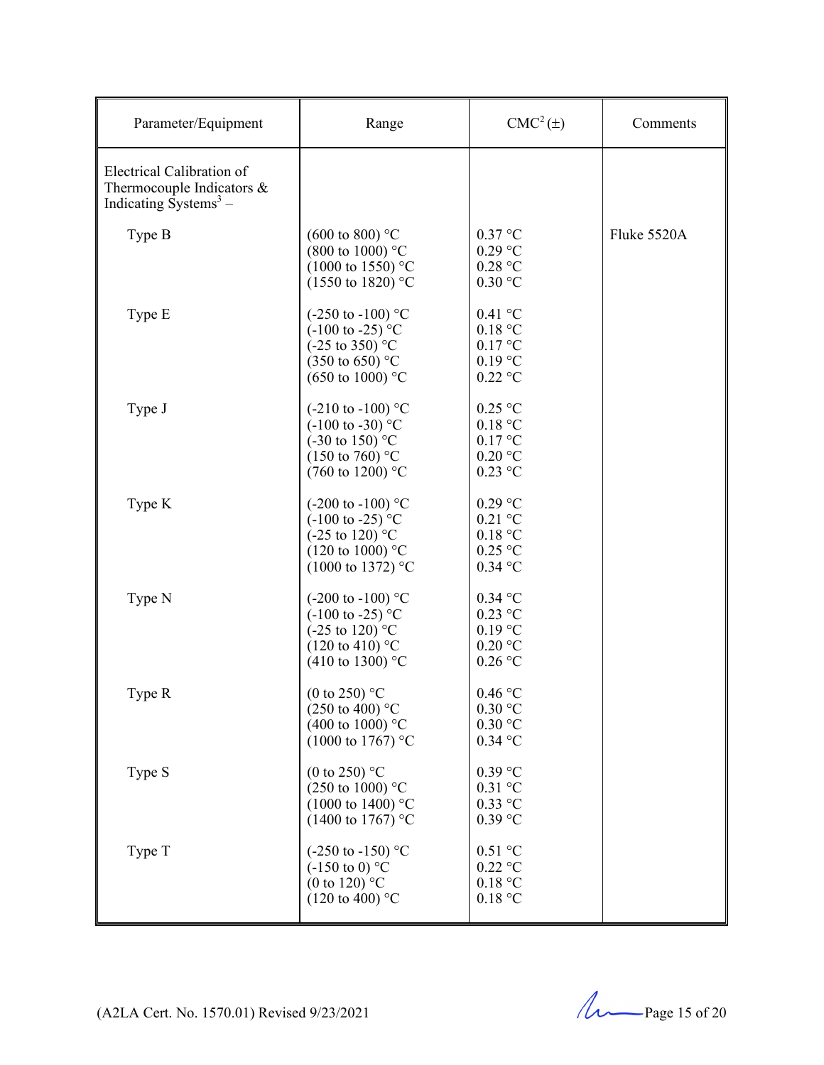| Parameter/Equipment | Range | CMC[2] (±) | Comments |
|---|---|---|---|
| Electrical Calibration of Thermocouple Indicators & Indicating Systems[3] – | | | |
| Type B | (600 to 800) °C<br>(800 to 1000) °C<br>(1000 to 1550) °C<br>(1550 to 1820) °C | 0.37 °C<br>0.29 °C<br>0.28 °C<br>0.30 °C | Fluke 5520A |
| Type E | (-250 to -100) °C<br>(-100 to -25) °C<br>(-25 to 350) °C<br>(350 to 650) °C<br>(650 to 1000) °C | 0.41 °C<br>0.18 °C<br>0.17 °C<br>0.19 °C<br>0.22 °C | |
| Type J | (-210 to -100) °C<br>(-100 to -30) °C<br>(-30 to 150) °C<br>(150 to 760) °C<br>(760 to 1200) °C | 0.25 °C<br>0.18 °C<br>0.17 °C<br>0.20 °C<br>0.23 °C | |
| Type K | (-200 to -100) °C<br>(-100 to -25) °C<br>(-25 to 120) °C<br>(120 to 1000) °C<br>(1000 to 1372) °C | 0.29 °C<br>0.21 °C<br>0.18 °C<br>0.25 °C<br>0.34 °C | |
| Type N | (-200 to -100) °C<br>(-100 to -25) °C<br>(-25 to 120) °C<br>(120 to 410) °C<br>(410 to 1300) °C | 0.34 °C<br>0.23 °C<br>0.19 °C<br>0.20 °C<br>0.26 °C | |
| Type R | (0 to 250) °C<br>(250 to 400) °C<br>(400 to 1000) °C<br>(1000 to 1767) °C | 0.46 °C<br>0.30 °C<br>0.30 °C<br>0.34 °C | |
| Type S | (0 to 250) °C<br>(250 to 1000) °C<br>(1000 to 1400) °C<br>(1400 to 1767) °C | 0.39 °C<br>0.31 °C<br>0.33 °C<br>0.39 °C | |
| Type T | (-250 to -150) °C<br>(-150 to 0) °C<br>(0 to 120) °C<br>(120 to 400) °C | 0.51 °C<br>0.22 °C<br>0.18 °C<br>0.18 °C | |

(A2LA Cert. No. 1570.01) Revised 9/23/2021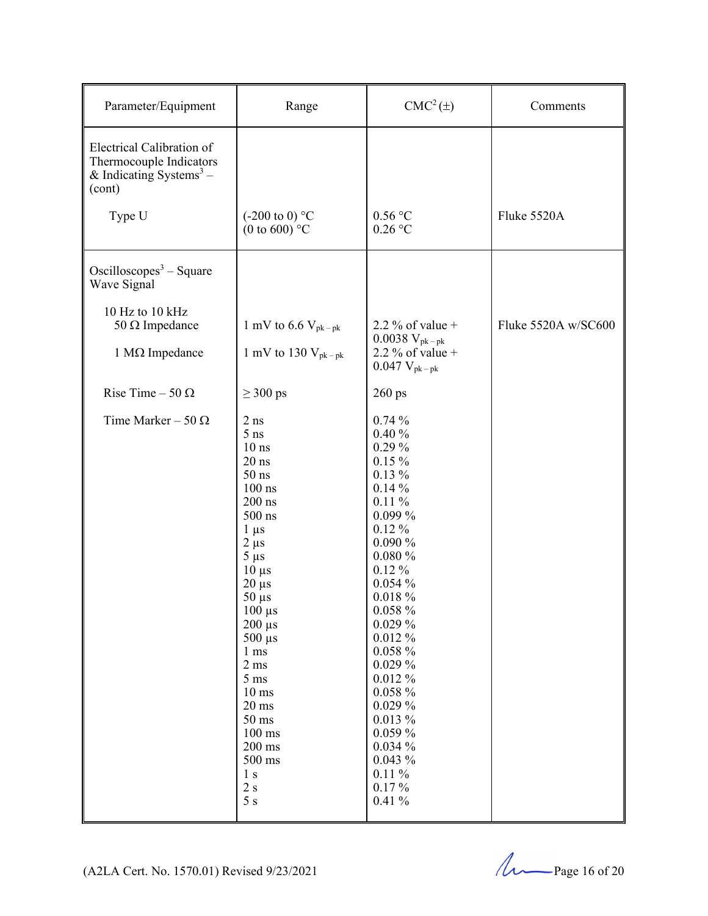| Parameter/Equipment | Range | CMC[2] (±) | Comments |
|---|---|---|---|
| Electrical Calibration of Thermocouple Indicators & Indicating Systems[3] – (cont) | | | |
| Type U | (-200 to 0) °C<br>(0 to 600) °C | 0.56 °C<br>0.26 °C | Fluke 5520A |
| Oscilloscopes[3] – Square Wave Signal | | | |
| 10 Hz to 10 kHz<br>50 Ω Impedance | 1 mV to 6.6 $V_{pk-pk}$ | 2.2 % of value + 0.0038 $V_{pk-pk}$ | Fluke 5520A w/SC600 |
| 1 MΩ Impedance | 1 mV to 130 $V_{pk-pk}$ | 2.2 % of value + 0.047 $V_{pk-pk}$ | |
| Rise Time – 50 Ω | ≥ 300 ps | 260 ps | |
| Time Marker – 50 Ω | 2 ns<br>5 ns<br>10 ns<br>20 ns<br>50 ns<br>100 ns<br>200 ns<br>500 ns<br>1 µs<br>2 µs<br>5 µs<br>10 µs<br>20 µs<br>50 µs<br>100 µs<br>200 µs<br>500 µs<br>1 ms<br>2 ms<br>5 ms<br>10 ms<br>20 ms<br>50 ms<br>100 ms<br>200 ms<br>500 ms<br>1 s<br>2 s<br>5 s | 0.74 %<br>0.40 %<br>0.29 %<br>0.15 %<br>0.13 %<br>0.14 %<br>0.11 %<br>0.099 %<br>0.12 %<br>0.090 %<br>0.080 %<br>0.12 %<br>0.054 %<br>0.018 %<br>0.058 %<br>0.029 %<br>0.012 %<br>0.058 %<br>0.029 %<br>0.012 %<br>0.058 %<br>0.029 %<br>0.013 %<br>0.059 %<br>0.034 %<br>0.043 %<br>0.11 %<br>0.17 %<br>0.41 % | |

(A2LA Cert. No. 1570.01) Revised 9/23/2021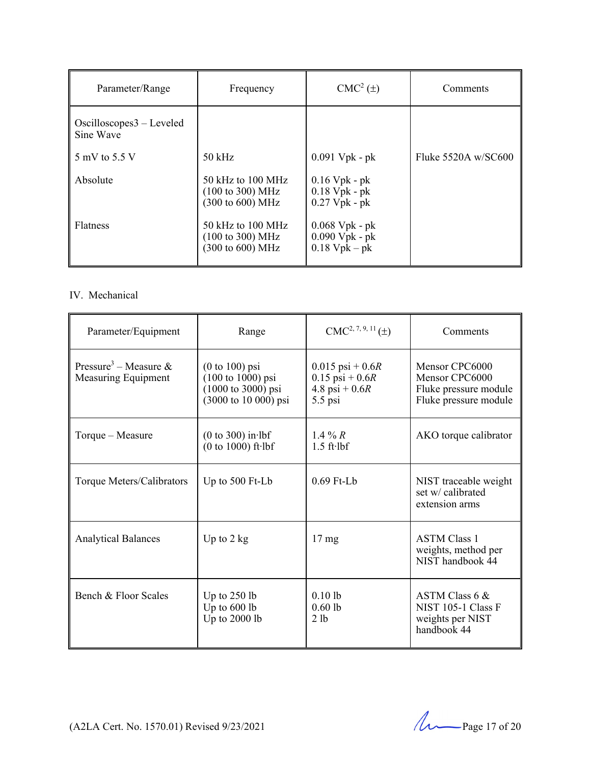| Parameter/Range | Frequency | CMC[2] (±) | Comments |
|---|---|---|---|
| Oscilloscopes3 – Leveled Sine Wave | | | |
| 5 mV to 5.5 V | 50 kHz | 0.091 Vpk - pk | Fluke 5520A w/SC600 |
| Absolute | 50 kHz to 100 MHz<br>(100 to 300) MHz<br>(300 to 600) MHz | 0.16 Vpk - pk<br>0.18 Vpk - pk<br>0.27 Vpk - pk | |
| Flatness | 50 kHz to 100 MHz<br>(100 to 300) MHz<br>(300 to 600) MHz | 0.068 Vpk - pk<br>0.090 Vpk - pk<br>0.18 Vpk – pk | |

IV. Mechanical

| Parameter/Equipment | Range | CMC[2, 7, 9, 11] (±) | Comments |
|---|---|---|---|
| Pressure[3] – Measure & Measuring Equipment | (0 to 100) psi<br>(100 to 1000) psi<br>(1000 to 3000) psi<br>(3000 to 10 000) psi | 0.015 psi + 0.6*R*<br>0.15 psi + 0.6*R*<br>4.8 psi + 0.6*R*<br>5.5 psi | Mensor CPC6000<br>Mensor CPC6000<br>Fluke pressure module<br>Fluke pressure module |
| Torque – Measure | (0 to 300) in·lbf<br>(0 to 1000) ft·lbf | 1.4 % *R*<br>1.5 ft·lbf | AKO torque calibrator |
| Torque Meters/Calibrators | Up to 500 Ft-Lb | 0.69 Ft-Lb | NIST traceable weight set w/ calibrated extension arms |
| Analytical Balances | Up to 2 kg | 17 mg | ASTM Class 1 weights, method per NIST handbook 44 |
| Bench & Floor Scales | Up to 250 lb<br>Up to 600 lb<br>Up to 2000 lb | 0.10 lb<br>0.60 lb<br>2 lb | ASTM Class 6 & NIST 105-1 Class F weights per NIST handbook 44 |

(A2LA Cert. No. 1570.01) Revised 9/23/2021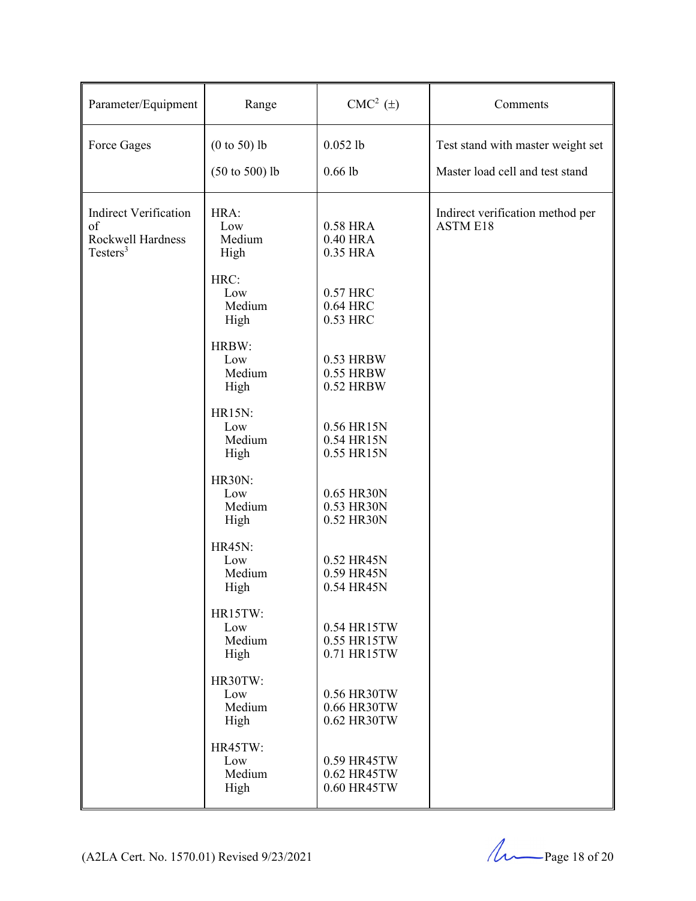| Parameter/Equipment | Range | CMC[2] (±) | Comments |
|---|---|---|---|
| Force Gages | (0 to 50) lb | 0.052 lb | Test stand with master weight set |
| | (50 to 500) lb | 0.66 lb | Master load cell and test stand |
| Indirect Verification of Rockwell Hardness Testers[3] | HRA: | | Indirect verification method per ASTM E18 |
| | Low | 0.58 HRA | |
| | Medium | 0.40 HRA | |
| | High | 0.35 HRA | |
| | HRC: | | |
| | Low | 0.57 HRC | |
| | Medium | 0.64 HRC | |
| | High | 0.53 HRC | |
| | HRBW: | | |
| | Low | 0.53 HRBW | |
| | Medium | 0.55 HRBW | |
| | High | 0.52 HRBW | |
| | HR15N: | | |
| | Low | 0.56 HR15N | |
| | Medium | 0.54 HR15N | |
| | High | 0.55 HR15N | |
| | HR30N: | | |
| | Low | 0.65 HR30N | |
| | Medium | 0.53 HR30N | |
| | High | 0.52 HR30N | |
| | HR45N: | | |
| | Low | 0.52 HR45N | |
| | Medium | 0.59 HR45N | |
| | High | 0.54 HR45N | |
| | HR15TW: | | |
| | Low | 0.54 HR15TW | |
| | Medium | 0.55 HR15TW | |
| | High | 0.71 HR15TW | |
| | HR30TW: | | |
| | Low | 0.56 HR30TW | |
| | Medium | 0.66 HR30TW | |
| | High | 0.62 HR30TW | |
| | HR45TW: | | |
| | Low | 0.59 HR45TW | |
| | Medium | 0.62 HR45TW | |
| | High | 0.60 HR45TW | |

(A2LA Cert. No. 1570.01) Revised 9/23/2021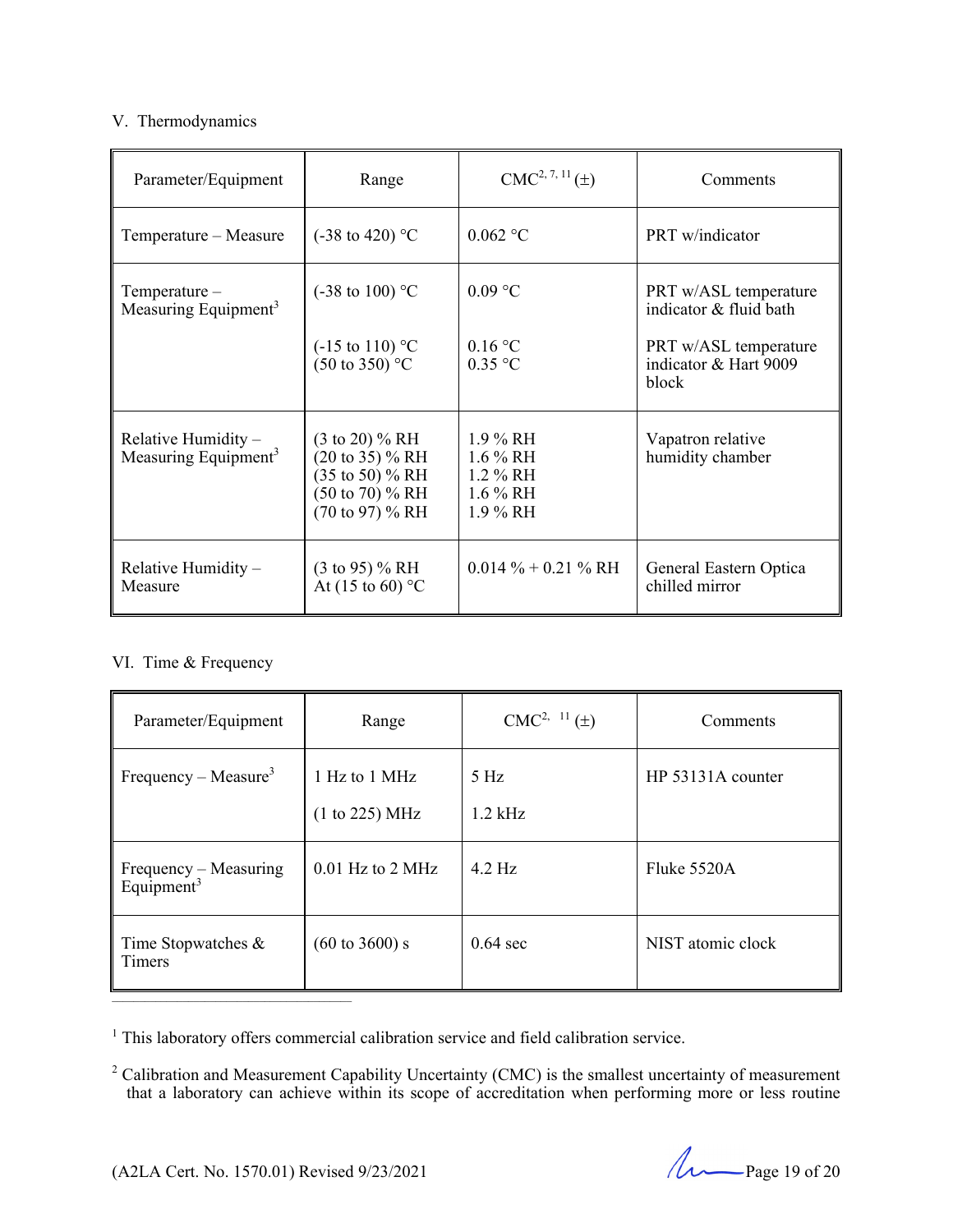V. Thermodynamics

| Parameter/Equipment | Range | CMC[2, 7, 11] (±) | Comments |
|---|---|---|---|
| Temperature – Measure | (-38 to 420) °C | 0.062 °C | PRT w/indicator |
| Temperature – Measuring Equipment[3] | (-38 to 100) °C<br><br>(-15 to 110) °C<br>(50 to 350) °C | 0.09 °C<br><br>0.16 °C<br>0.35 °C | PRT w/ASL temperature indicator & fluid bath<br><br>PRT w/ASL temperature indicator & Hart 9009 block |
| Relative Humidity – Measuring Equipment[3] | (3 to 20) % RH<br>(20 to 35) % RH<br>(35 to 50) % RH<br>(50 to 70) % RH<br>(70 to 97) % RH | 1.9 % RH<br>1.6 % RH<br>1.2 % RH<br>1.6 % RH<br>1.9 % RH | Vapatron relative humidity chamber |
| Relative Humidity – Measure | (3 to 95) % RH<br>At (15 to 60) °C | 0.014 % + 0.21 % RH | General Eastern Optica chilled mirror |

VI. Time & Frequency

| Parameter/Equipment | Range | CMC[2, 11] (±) | Comments |
|---|---|---|---|
| Frequency – Measure[3] | 1 Hz to 1 MHz<br><br>(1 to 225) MHz | 5 Hz<br><br>1.2 kHz | HP 53131A counter |
| Frequency – Measuring Equipment[3] | 0.01 Hz to 2 MHz | 4.2 Hz | Fluke 5520A |
| Time Stopwatches & Timers | (60 to 3600) s | 0.64 sec | NIST atomic clock |

---

[1] This laboratory offers commercial calibration service and field calibration service.

[2] Calibration and Measurement Capability Uncertainty (CMC) is the smallest uncertainty of measurement that a laboratory can achieve within its scope of accreditation when performing more or less routine

(A2LA Cert. No. 1570.01) Revised 9/23/2021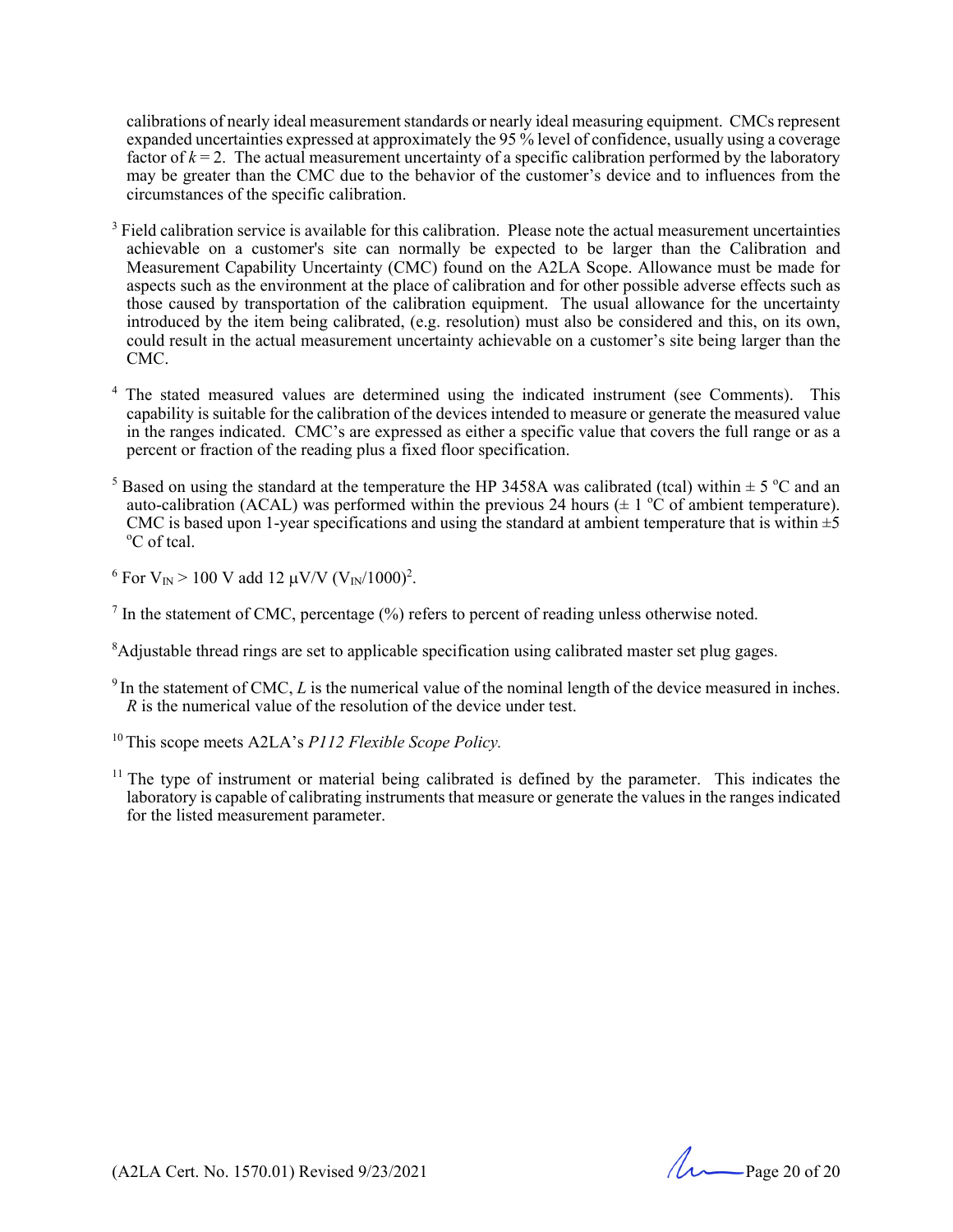calibrations of nearly ideal measurement standards or nearly ideal measuring equipment. CMCs represent expanded uncertainties expressed at approximately the 95 % level of confidence, usually using a coverage factor of $k = 2$. The actual measurement uncertainty of a specific calibration performed by the laboratory may be greater than the CMC due to the behavior of the customer's device and to influences from the circumstances of the specific calibration.

[3] Field calibration service is available for this calibration. Please note the actual measurement uncertainties achievable on a customer's site can normally be expected to be larger than the Calibration and Measurement Capability Uncertainty (CMC) found on the A2LA Scope. Allowance must be made for aspects such as the environment at the place of calibration and for other possible adverse effects such as those caused by transportation of the calibration equipment. The usual allowance for the uncertainty introduced by the item being calibrated, (e.g. resolution) must also be considered and this, on its own, could result in the actual measurement uncertainty achievable on a customer's site being larger than the CMC.

[4] The stated measured values are determined using the indicated instrument (see Comments). This capability is suitable for the calibration of the devices intended to measure or generate the measured value in the ranges indicated. CMC's are expressed as either a specific value that covers the full range or as a percent or fraction of the reading plus a fixed floor specification.

[5] Based on using the standard at the temperature the HP 3458A was calibrated (tcal) within ± 5 °C and an auto-calibration (ACAL) was performed within the previous 24 hours (± 1 °C of ambient temperature). CMC is based upon 1-year specifications and using the standard at ambient temperature that is within ±5 °C of tcal.

[6] For $V_{IN} > 100$ V add 12 µV/V $(V_{IN}/1000)^2$.

[7] In the statement of CMC, percentage (%) refers to percent of reading unless otherwise noted.

[8] Adjustable thread rings are set to applicable specification using calibrated master set plug gages.

[9] In the statement of CMC, *L* is the numerical value of the nominal length of the device measured in inches. *R* is the numerical value of the resolution of the device under test.

[10] This scope meets A2LA's *P112 Flexible Scope Policy.*

[11] The type of instrument or material being calibrated is defined by the parameter. This indicates the laboratory is capable of calibrating instruments that measure or generate the values in the ranges indicated for the listed measurement parameter.

(A2LA Cert. No. 1570.01) Revised 9/23/2021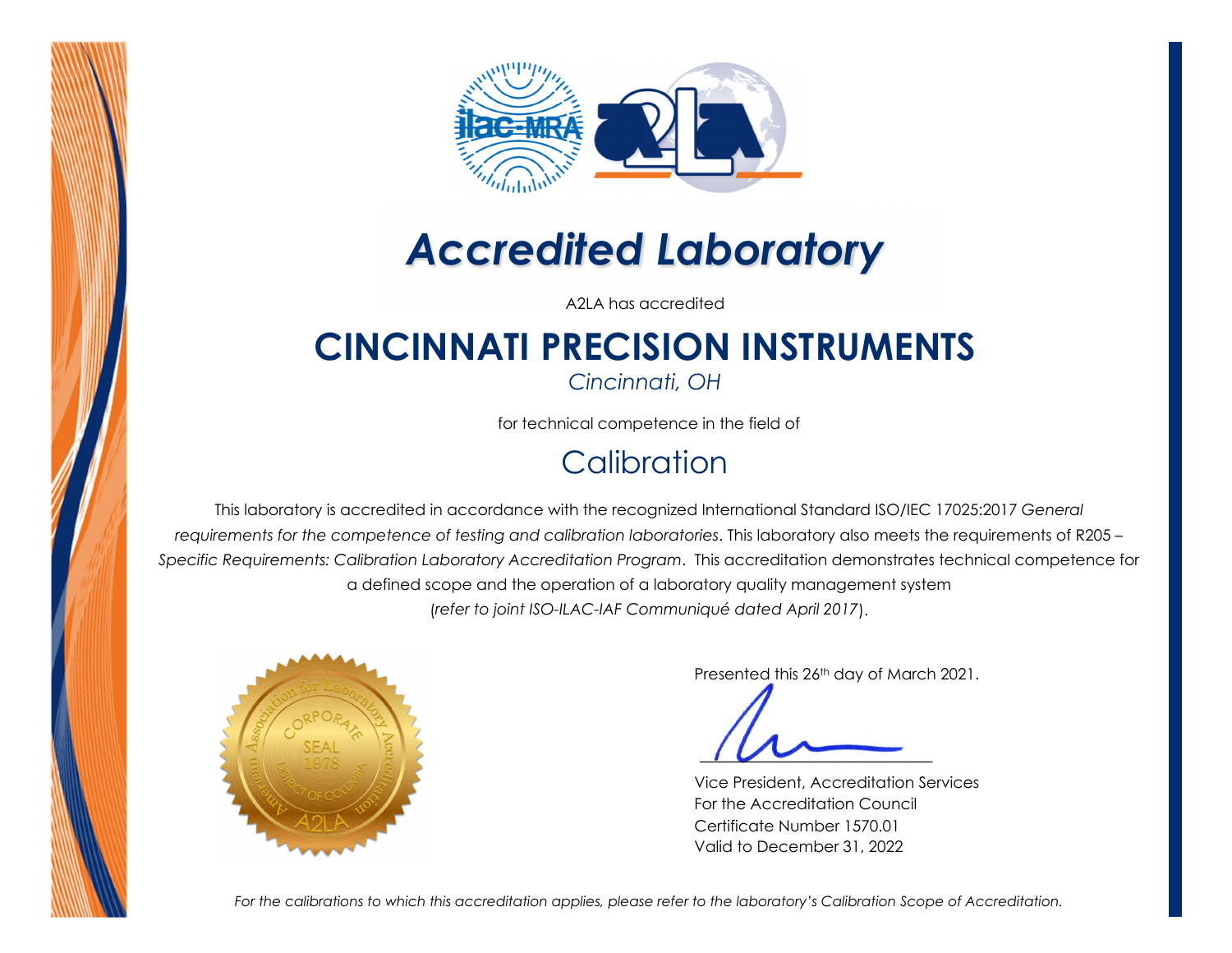# Accredited Laboratory

A2LA has accredited

## CINCINNATI PRECISION INSTRUMENTS

*Cincinnati, OH*

for technical competence in the field of

## Calibration

This laboratory is accredited in accordance with the recognized International Standard ISO/IEC 17025:2017 *General requirements for the competence of testing and calibration laboratories*. This laboratory also meets the requirements of R205 – *Specific Requirements: Calibration Laboratory Accreditation Program*. This accreditation demonstrates technical competence for a defined scope and the operation of a laboratory quality management system (*refer to joint ISO-ILAC-IAF Communiqué dated April 2017*).

Presented this 26th day of March 2021.

Vice President, Accreditation Services
For the Accreditation Council
Certificate Number 1570.01
Valid to December 31, 2022

*For the calibrations to which this accreditation applies, please refer to the laboratory's Calibration Scope of Accreditation.*